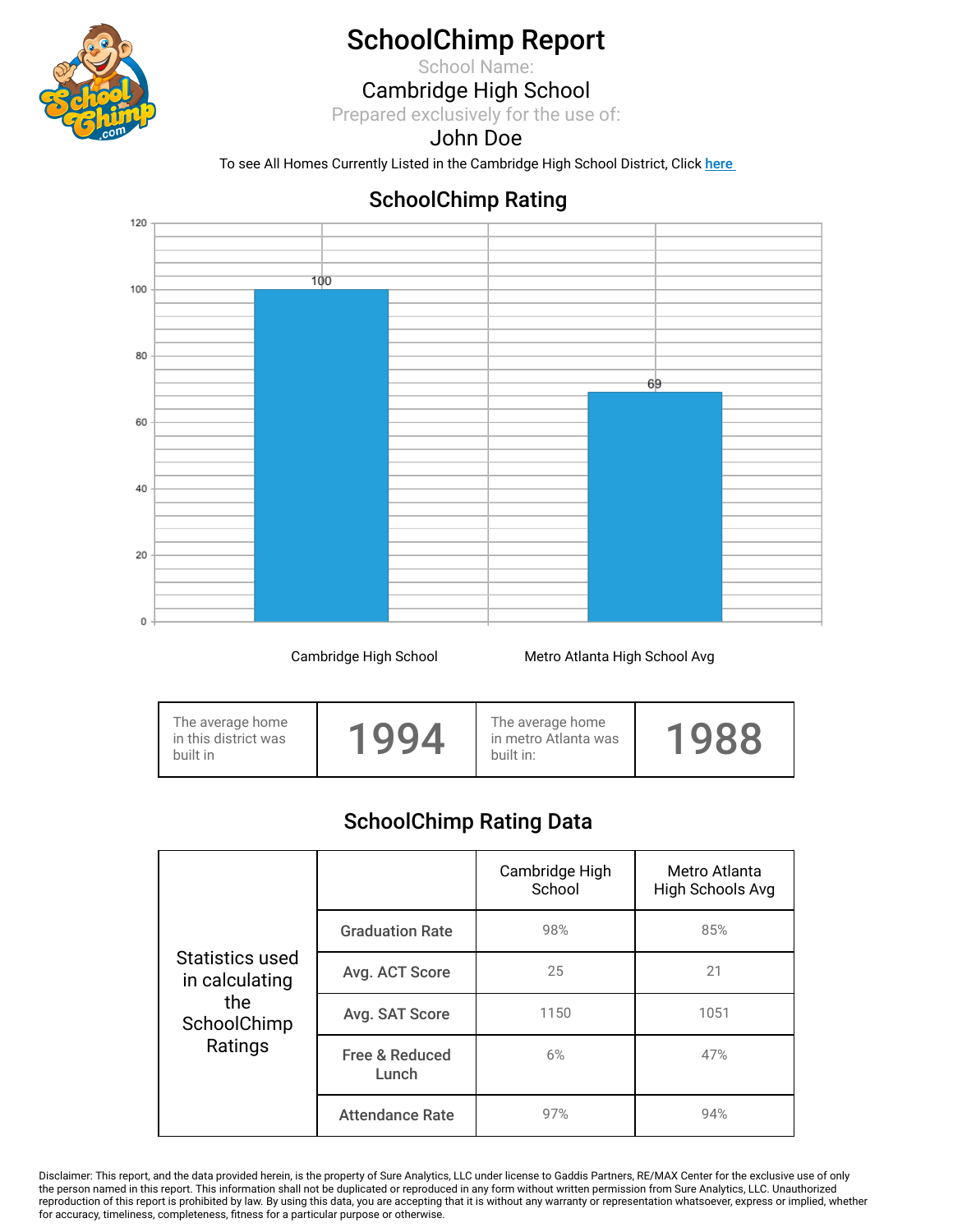# SchoolChimp Report

School Name:

Cambridge High School

Prepared exclusively for the use of:

John Doe

To see All Homes Currently Listed in the Cambridge High School District, Click here

## SchoolChimp Rating

| | SchoolChimp Rating |
|---|---|
| Cambridge High School | 100 |
| Metro Atlanta High School Avg | 69 |

| The average home in this district was built in | 1994 | The average home in metro Atlanta was built in: | 1988 |
|---|---|---|---|

## SchoolChimp Rating Data

| Statistics used in calculating the SchoolChimp Ratings | | Cambridge High School | Metro Atlanta High Schools Avg |
|---|---|---|---|
| | Graduation Rate | 98% | 85% |
| | Avg. ACT Score | 25 | 21 |
| | Avg. SAT Score | 1150 | 1051 |
| | Free & Reduced Lunch | 6% | 47% |
| | Attendance Rate | 97% | 94% |

Disclaimer: This report, and the data provided herein, is the property of Sure Analytics, LLC under license to Gaddis Partners, RE/MAX Center for the exclusive use of only the person named in this report. This information shall not be duplicated or reproduced in any form without written permission from Sure Analytics, LLC. Unauthorized reproduction of this report is prohibited by law. By using this data, you are accepting that it is without any warranty or representation whatsoever, express or implied, whether for accuracy, timeliness, completeness, fitness for a particular purpose or otherwise.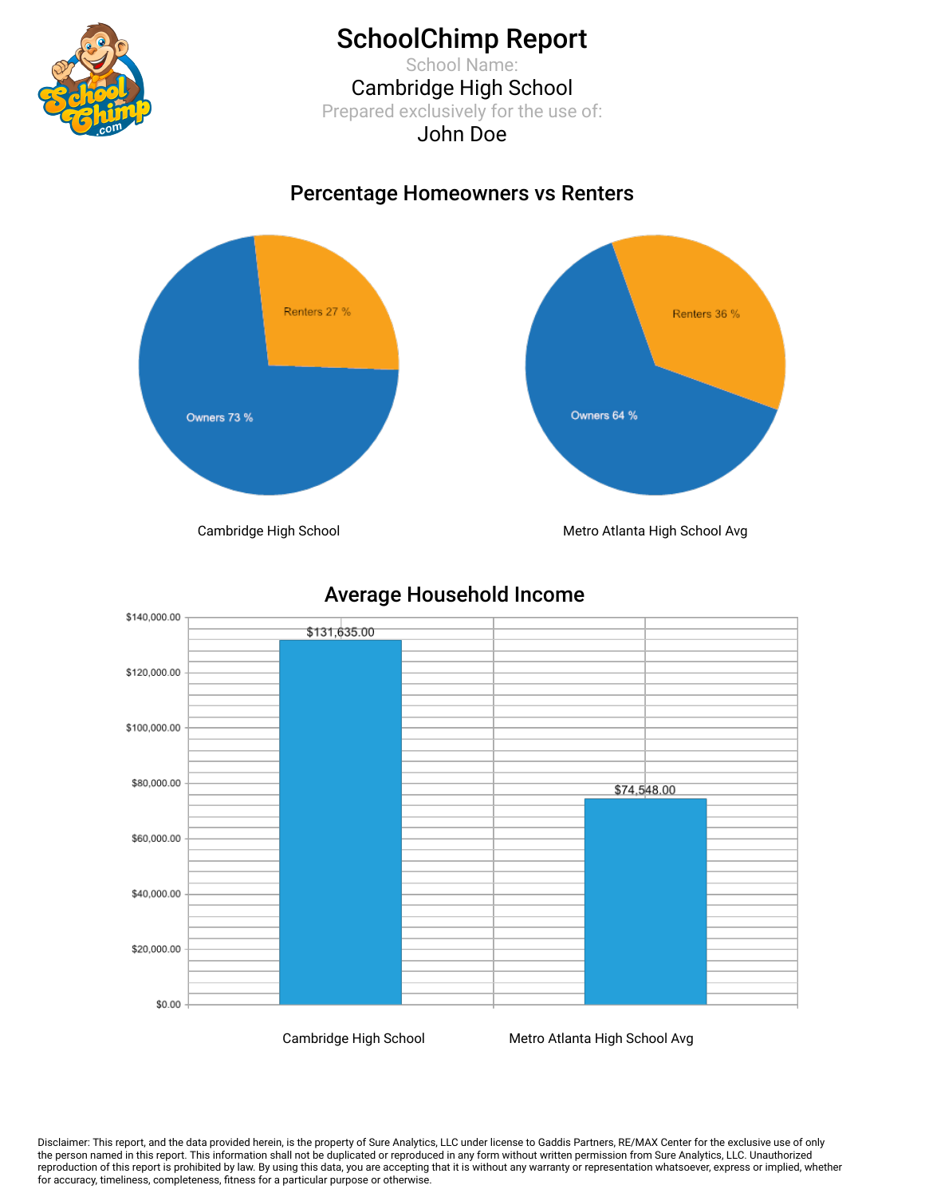# SchoolChimp Report

School Name:

Cambridge High School

Prepared exclusively for the use of:

John Doe

## Percentage Homeowners vs Renters

| | Cambridge High School | Metro Atlanta High School Avg |
|---|---|---|
| Owners | 73 % | 64 % |
| Renters | 27 % | 36 % |

## Average Household Income

| | Average Household Income |
|---|---|
| Cambridge High School | $131,635.00 |
| Metro Atlanta High School Avg | $74,548.00 |

Disclaimer: This report, and the data provided herein, is the property of Sure Analytics, LLC under license to Gaddis Partners, RE/MAX Center for the exclusive use of only the person named in this report. This information shall not be duplicated or reproduced in any form without written permission from Sure Analytics, LLC. Unauthorized reproduction of this report is prohibited by law. By using this data, you are accepting that it is without any warranty or representation whatsoever, express or implied, whether for accuracy, timeliness, completeness, fitness for a particular purpose or otherwise.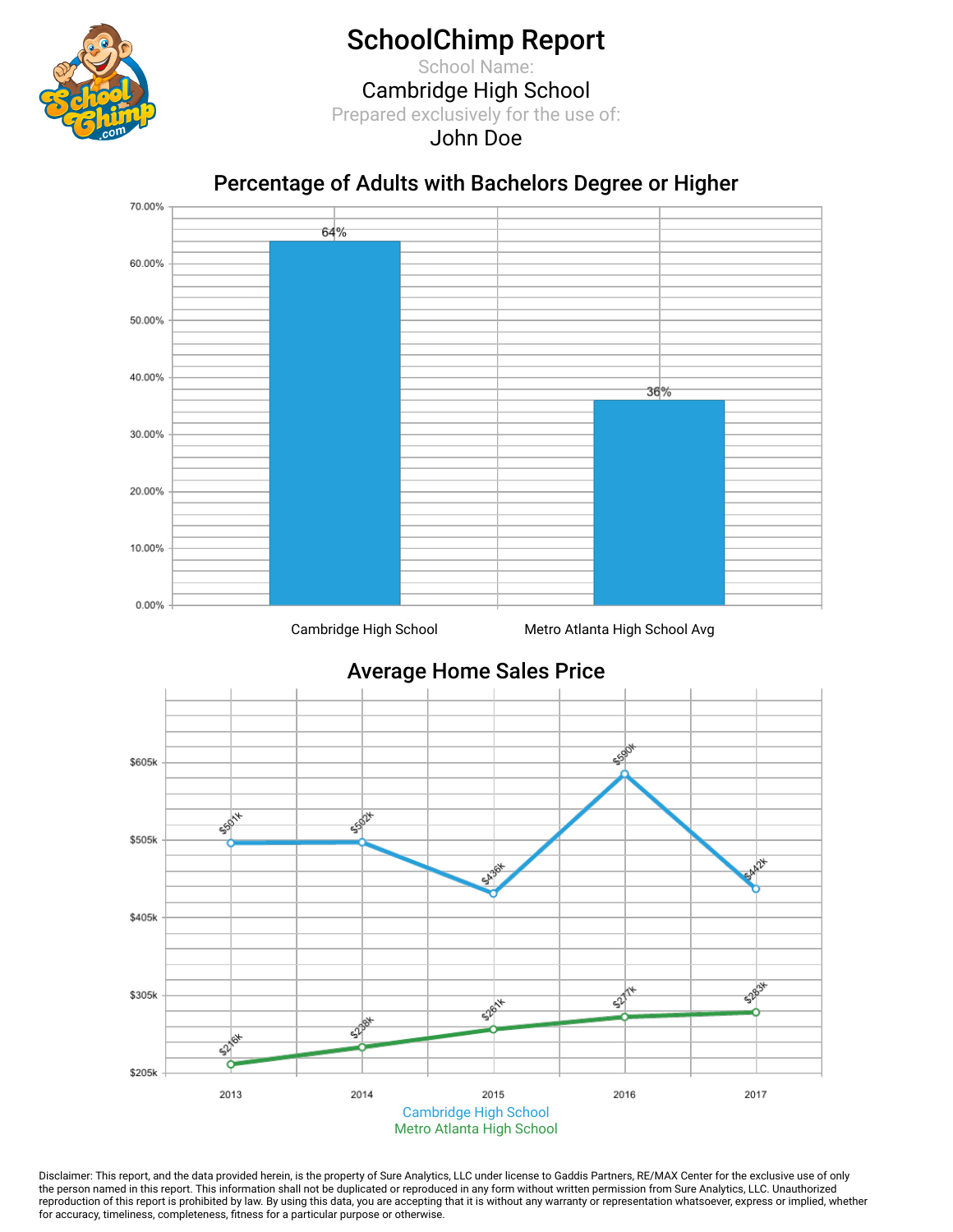# SchoolChimp Report

School Name:

Cambridge High School

Prepared exclusively for the use of:

John Doe

## Percentage of Adults with Bachelors Degree or Higher

| | Percentage |
|---|---|
| Cambridge High School | 64% |
| Metro Atlanta High School Avg | 36% |

## Average Home Sales Price

| Year | Cambridge High School | Metro Atlanta High School |
|---|---|---|
| 2013 | $501k | $216k |
| 2014 | $502k | $238k |
| 2015 | $436k | $261k |
| 2016 | $590k | $277k |
| 2017 | $442k | $283k |

Disclaimer: This report, and the data provided herein, is the property of Sure Analytics, LLC under license to Gaddis Partners, RE/MAX Center for the exclusive use of only the person named in this report. This information shall not be duplicated or reproduced in any form without written permission from Sure Analytics, LLC. Unauthorized reproduction of this report is prohibited by law. By using this data, you are accepting that it is without any warranty or representation whatsoever, express or implied, whether for accuracy, timeliness, completeness, fitness for a particular purpose or otherwise.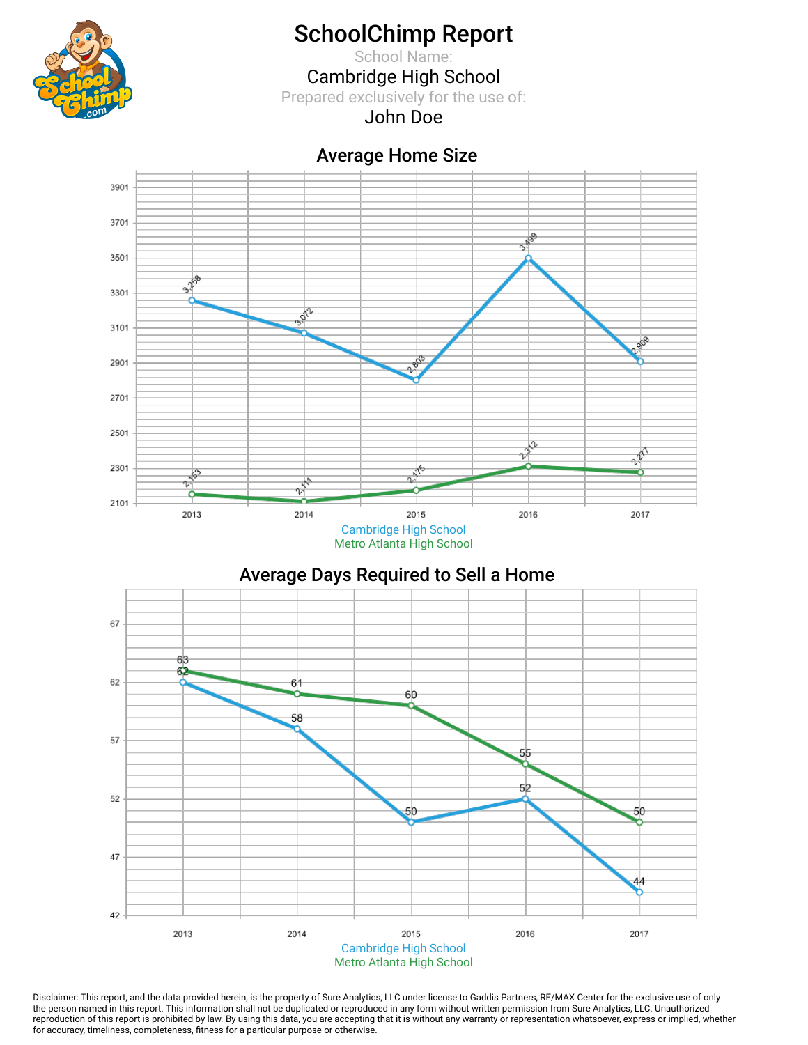# SchoolChimp Report

School Name:

Cambridge High School

Prepared exclusively for the use of:

John Doe

## Average Home Size

| Year | Cambridge High School | Metro Atlanta High School |
|---|---|---|
| 2013 | 3,258 | 2,153 |
| 2014 | 3,072 | 2,111 |
| 2015 | 2,803 | 2,175 |
| 2016 | 3,499 | 2,312 |
| 2017 | 2,909 | 2,277 |

## Average Days Required to Sell a Home

| Year | Cambridge High School | Metro Atlanta High School |
|---|---|---|
| 2013 | 62 | 63 |
| 2014 | 58 | 61 |
| 2015 | 50 | 60 |
| 2016 | 52 | 55 |
| 2017 | 44 | 50 |

Disclaimer: This report, and the data provided herein, is the property of Sure Analytics, LLC under license to Gaddis Partners, RE/MAX Center for the exclusive use of only the person named in this report. This information shall not be duplicated or reproduced in any form without written permission from Sure Analytics, LLC. Unauthorized reproduction of this report is prohibited by law. By using this data, you are accepting that it is without any warranty or representation whatsoever, express or implied, whether for accuracy, timeliness, completeness, fitness for a particular purpose or otherwise.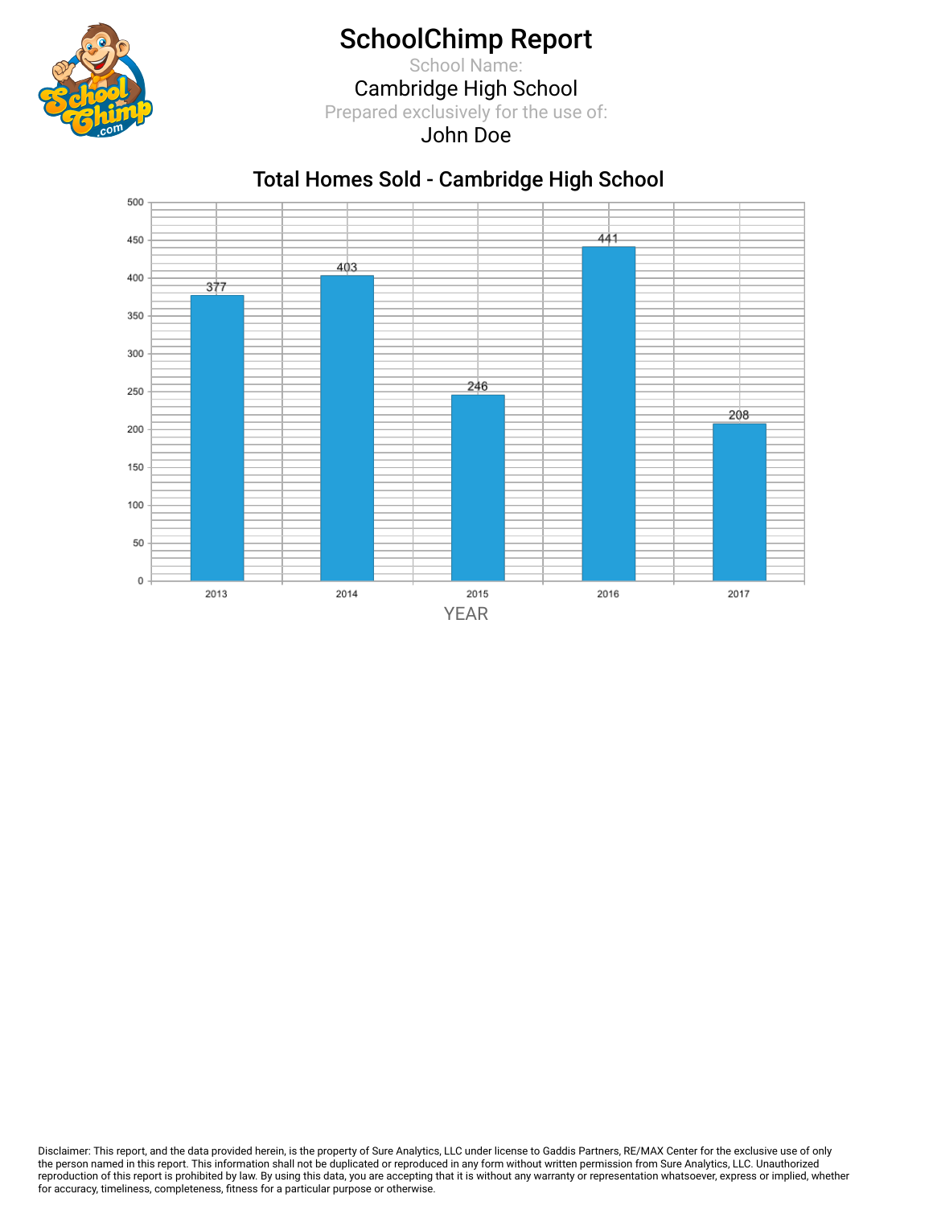# SchoolChimp Report

School Name:

Cambridge High School

Prepared exclusively for the use of:

John Doe

## Total Homes Sold - Cambridge High School

500
450
400
350
300
250
200
150
100
50
0

377
403
246
441
208

2013
2014
2015
2016
2017

YEAR

Disclaimer: This report, and the data provided herein, is the property of Sure Analytics, LLC under license to Gaddis Partners, RE/MAX Center for the exclusive use of only the person named in this report. This information shall not be duplicated or reproduced in any form without written permission from Sure Analytics, LLC. Unauthorized reproduction of this report is prohibited by law. By using this data, you are accepting that it is without any warranty or representation whatsoever, express or implied, whether for accuracy, timeliness, completeness, fitness for a particular purpose or otherwise.